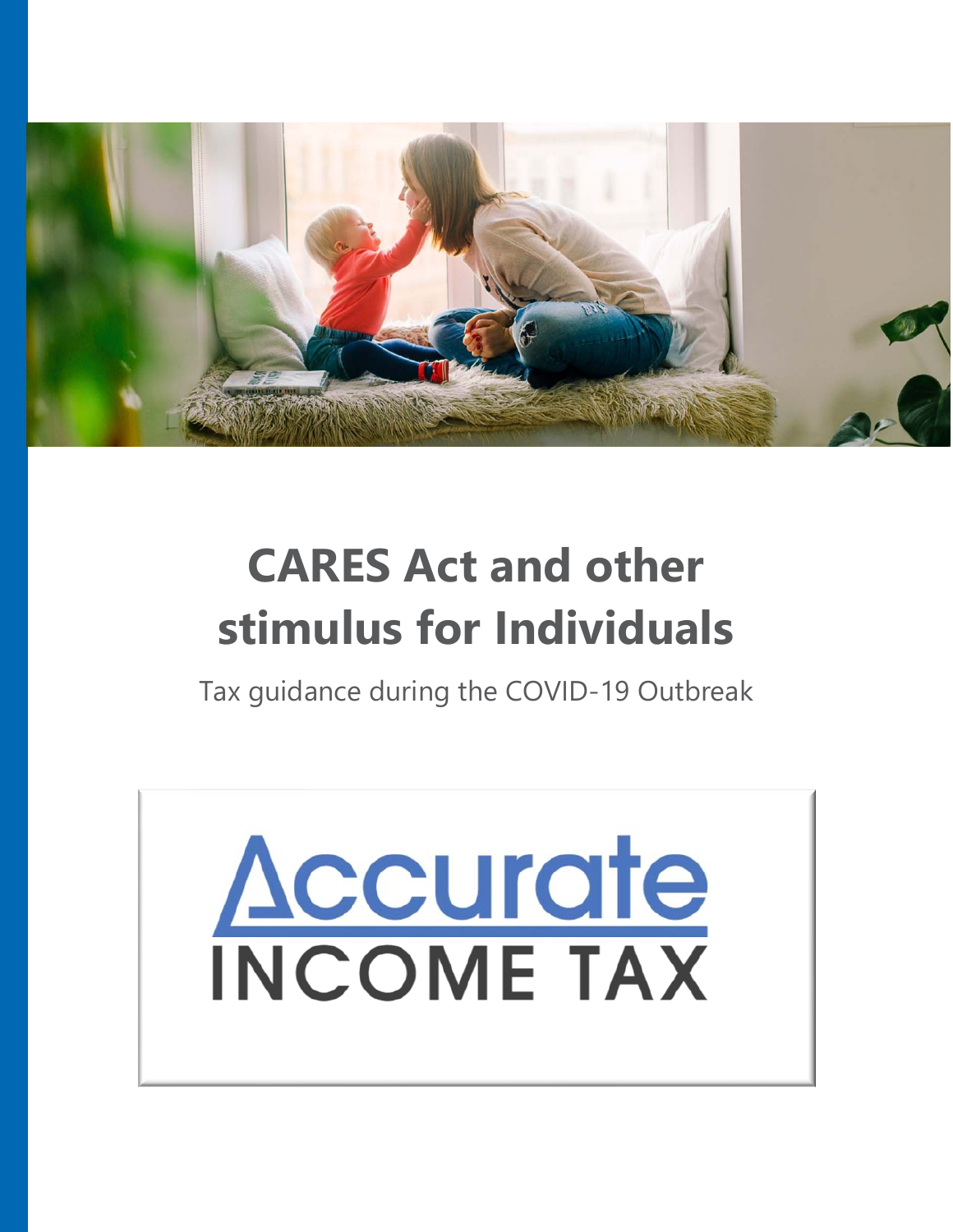# CARES Act and other stimulus for Individuals

Tax guidance during the COVID-19 Outbreak

Accurate
INCOME TAX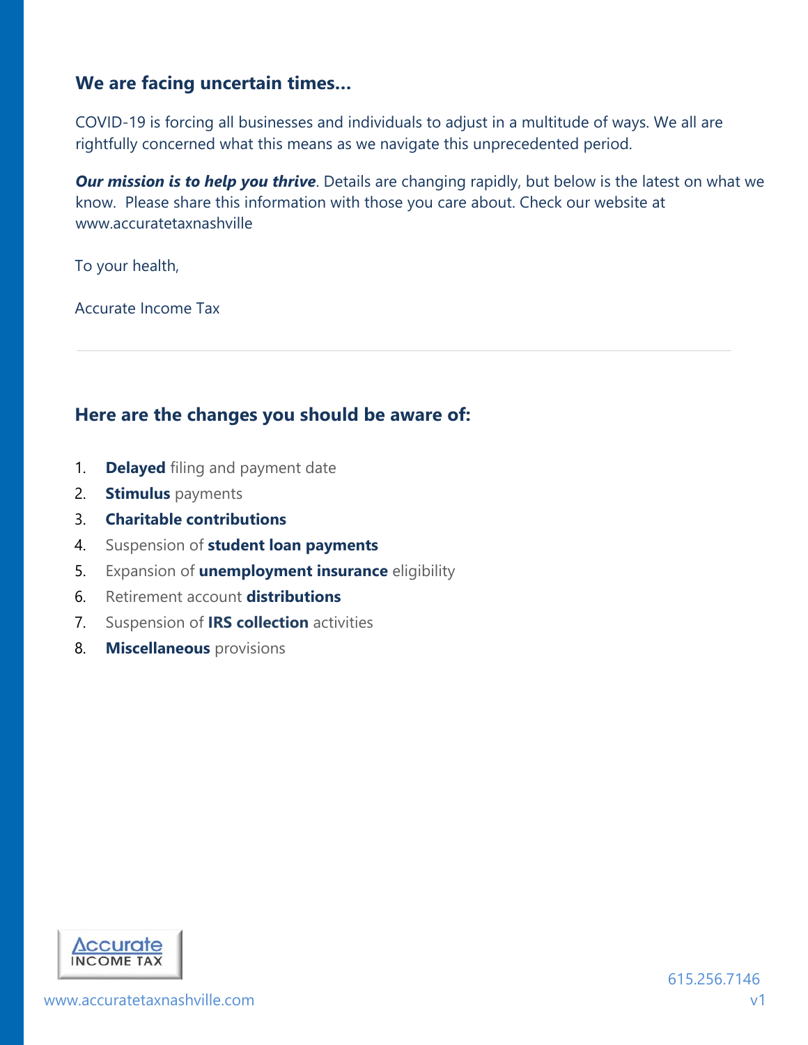## We are facing uncertain times…

COVID-19 is forcing all businesses and individuals to adjust in a multitude of ways. We all are rightfully concerned what this means as we navigate this unprecedented period.

***Our mission is to help you thrive***. Details are changing rapidly, but below is the latest on what we know. Please share this information with those you care about. Check our website at www.accuratetaxnashville

To your health,

Accurate Income Tax

---

## Here are the changes you should be aware of:

1. **Delayed** filing and payment date
2. **Stimulus** payments
3. **Charitable contributions**
4. Suspension of **student loan payments**
5. Expansion of **unemployment insurance** eligibility
6. Retirement account **distributions**
7. Suspension of **IRS collection** activities
8. **Miscellaneous** provisions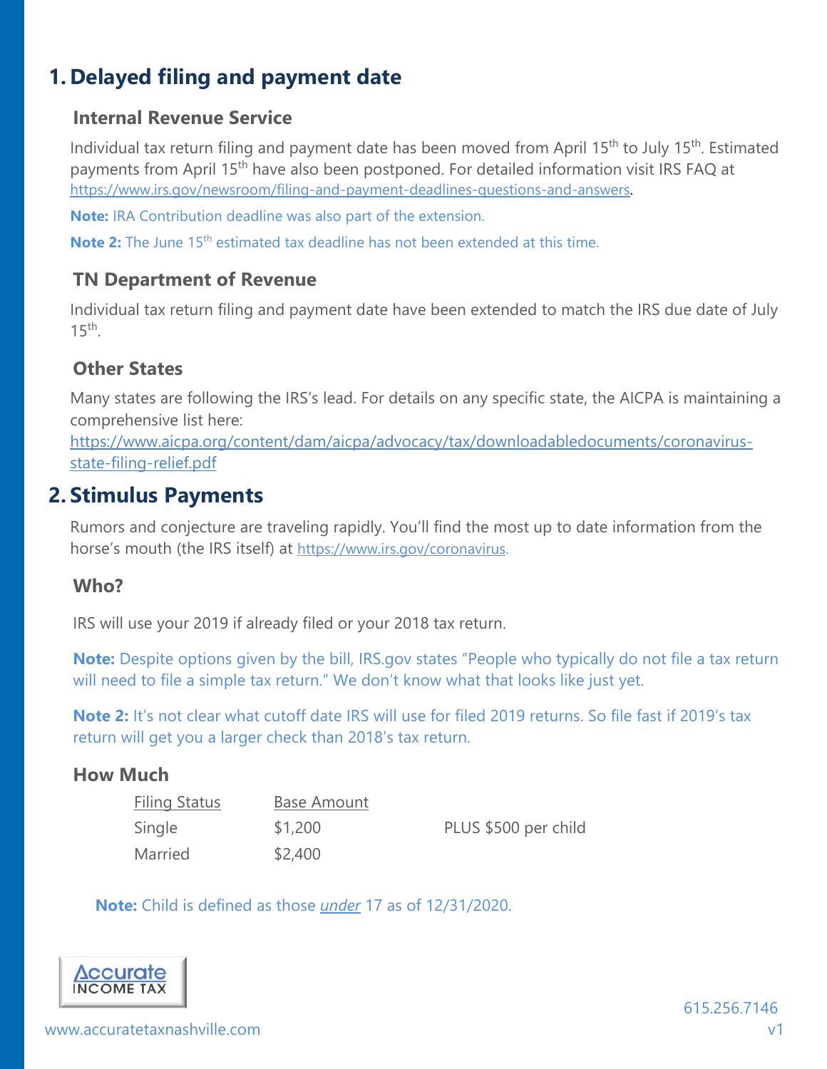# 1. Delayed filing and payment date

### Internal Revenue Service

Individual tax return filing and payment date has been moved from April 15th to July 15th. Estimated payments from April 15th have also been postponed. For detailed information visit IRS FAQ at https://www.irs.gov/newsroom/filing-and-payment-deadlines-questions-and-answers.

**Note:** IRA Contribution deadline was also part of the extension.

**Note 2:** The June 15th estimated tax deadline has not been extended at this time.

### TN Department of Revenue

Individual tax return filing and payment date have been extended to match the IRS due date of July 15th.

### Other States

Many states are following the IRS's lead. For details on any specific state, the AICPA is maintaining a comprehensive list here: https://www.aicpa.org/content/dam/aicpa/advocacy/tax/downloadabledocuments/coronavirus-state-filing-relief.pdf

# 2. Stimulus Payments

Rumors and conjecture are traveling rapidly. You'll find the most up to date information from the horse's mouth (the IRS itself) at https://www.irs.gov/coronavirus.

### Who?

IRS will use your 2019 if already filed or your 2018 tax return.

**Note:** Despite options given by the bill, IRS.gov states "People who typically do not file a tax return will need to file a simple tax return." We don't know what that looks like just yet.

**Note 2:** It's not clear what cutoff date IRS will use for filed 2019 returns. So file fast if 2019's tax return will get you a larger check than 2018's tax return.

### How Much

| Filing Status | Base Amount | |
|---|---|---|
| Single | $1,200 | PLUS $500 per child |
| Married | $2,400 | |

**Note:** Child is defined as those *under* 17 as of 12/31/2020.

Accurate INCOME TAX

www.accuratetaxnashville.com

615.256.7146

v1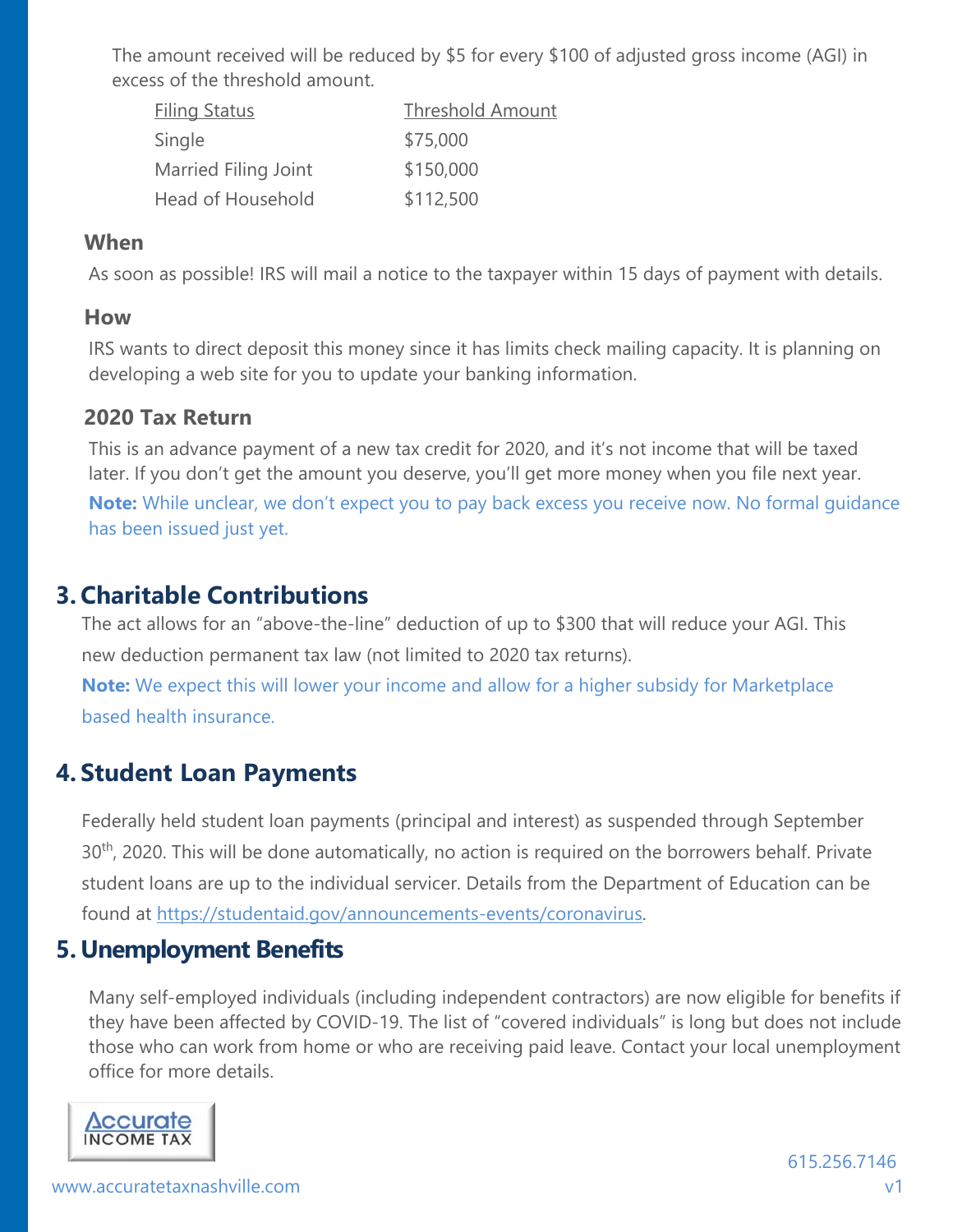The amount received will be reduced by $5 for every $100 of adjusted gross income (AGI) in excess of the threshold amount.

| Filing Status | Threshold Amount |
|---|---|
| Single | $75,000 |
| Married Filing Joint | $150,000 |
| Head of Household | $112,500 |

### When

As soon as possible! IRS will mail a notice to the taxpayer within 15 days of payment with details.

### How

IRS wants to direct deposit this money since it has limits check mailing capacity. It is planning on developing a web site for you to update your banking information.

### 2020 Tax Return

This is an advance payment of a new tax credit for 2020, and it's not income that will be taxed later. If you don't get the amount you deserve, you'll get more money when you file next year.

**Note:** While unclear, we don't expect you to pay back excess you receive now. No formal guidance has been issued just yet.

## 3. Charitable Contributions

The act allows for an "above-the-line" deduction of up to $300 that will reduce your AGI. This new deduction permanent tax law (not limited to 2020 tax returns).

**Note:** We expect this will lower your income and allow for a higher subsidy for Marketplace based health insurance.

## 4. Student Loan Payments

Federally held student loan payments (principal and interest) as suspended through September 30th, 2020. This will be done automatically, no action is required on the borrowers behalf. Private student loans are up to the individual servicer. Details from the Department of Education can be found at https://studentaid.gov/announcements-events/coronavirus.

## 5. Unemployment Benefits

Many self-employed individuals (including independent contractors) are now eligible for benefits if they have been affected by COVID-19. The list of "covered individuals" is long but does not include those who can work from home or who are receiving paid leave. Contact your local unemployment office for more details.

Accurate INCOME TAX

www.accuratetaxnashville.com

615.256.7146

v1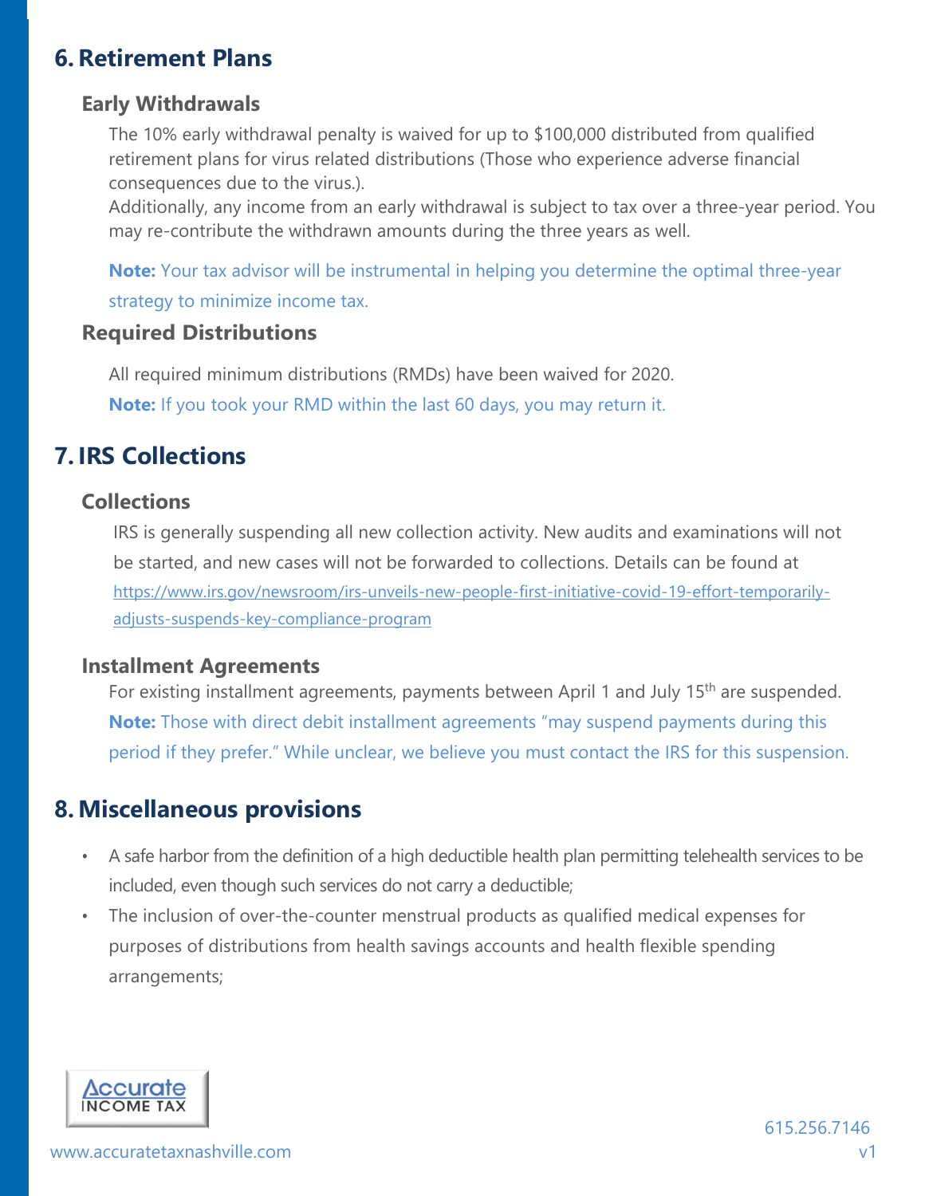## 6. Retirement Plans

### Early Withdrawals

The 10% early withdrawal penalty is waived for up to $100,000 distributed from qualified retirement plans for virus related distributions (Those who experience adverse financial consequences due to the virus.).

Additionally, any income from an early withdrawal is subject to tax over a three-year period. You may re-contribute the withdrawn amounts during the three years as well.

**Note:** Your tax advisor will be instrumental in helping you determine the optimal three-year strategy to minimize income tax.

### Required Distributions

All required minimum distributions (RMDs) have been waived for 2020.

**Note:** If you took your RMD within the last 60 days, you may return it.

## 7. IRS Collections

### Collections

IRS is generally suspending all new collection activity. New audits and examinations will not be started, and new cases will not be forwarded to collections. Details can be found at https://www.irs.gov/newsroom/irs-unveils-new-people-first-initiative-covid-19-effort-temporarily-adjusts-suspends-key-compliance-program

### Installment Agreements

For existing installment agreements, payments between April 1 and July 15th are suspended.

**Note:** Those with direct debit installment agreements "may suspend payments during this period if they prefer." While unclear, we believe you must contact the IRS for this suspension.

## 8. Miscellaneous provisions

- A safe harbor from the definition of a high deductible health plan permitting telehealth services to be included, even though such services do not carry a deductible;
- The inclusion of over-the-counter menstrual products as qualified medical expenses for purposes of distributions from health savings accounts and health flexible spending arrangements;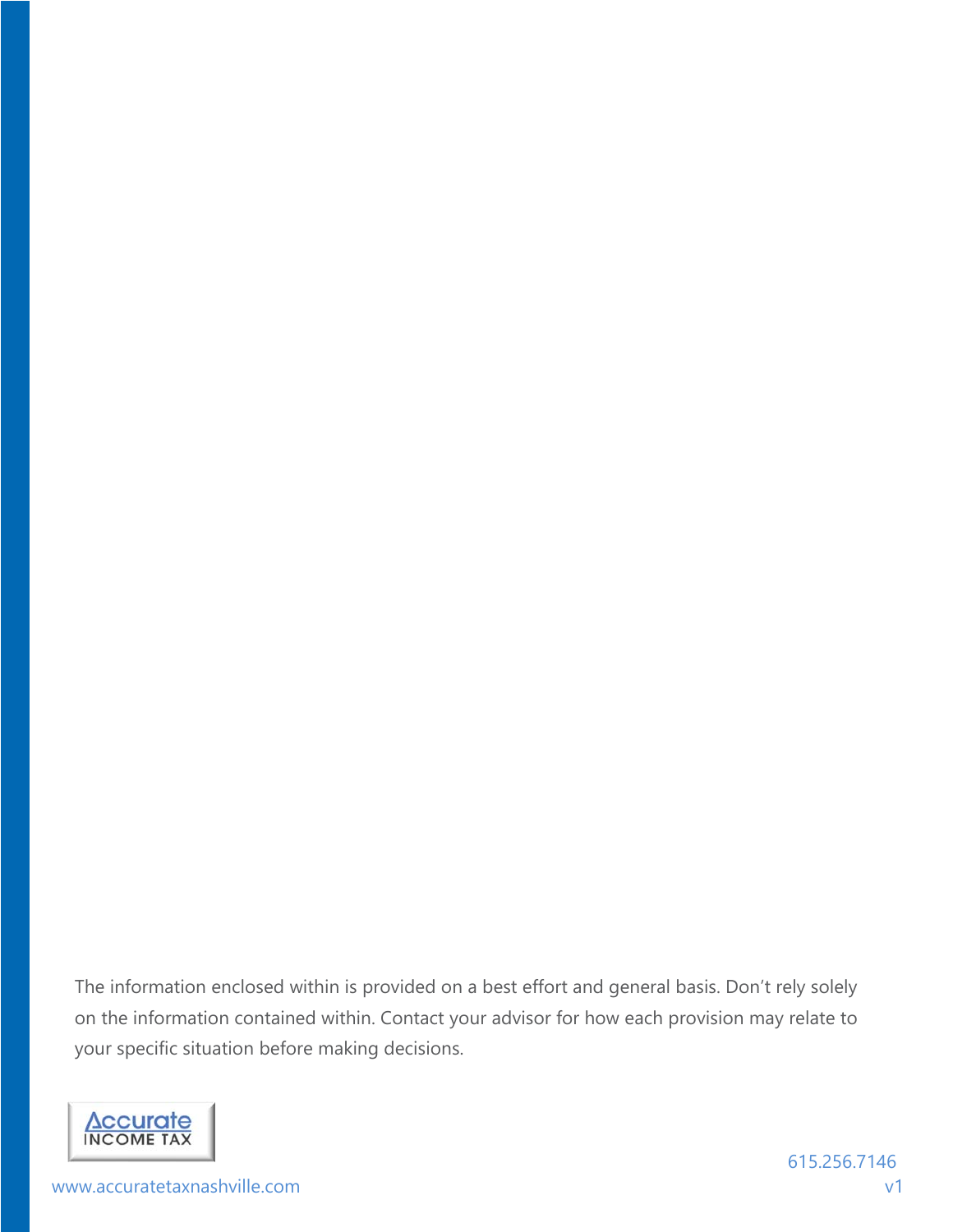The information enclosed within is provided on a best effort and general basis. Don't rely solely on the information contained within. Contact your advisor for how each provision may relate to your specific situation before making decisions.

Accurate INCOME TAX

615.256.7146

www.accuratetaxnashville.com

v1